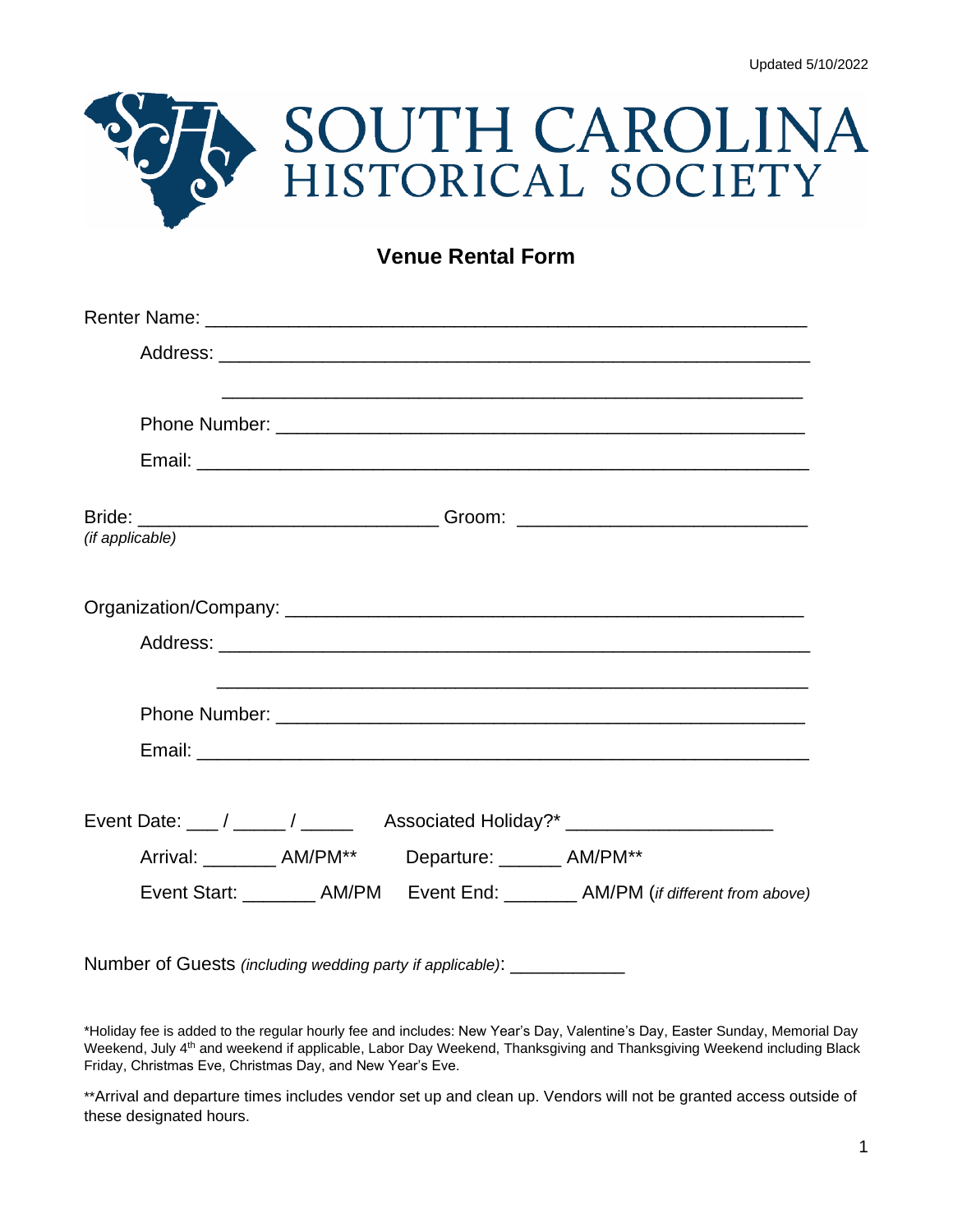Updated 5/10/2022

# SOUTH CAROLINA HISTORICAL SOCIETY

## Venue Rental Form

Renter Name: ____________________________________________________________

Address: ____________________________________________________________

____________________________________________________________

Phone Number: ____________________________________________________________

Email: ____________________________________________________________

Bride: ______________________________ Groom: ______________________________
*(if applicable)*

Organization/Company: ____________________________________________________________

Address: ____________________________________________________________

____________________________________________________________

Phone Number: ____________________________________________________________

Email: ____________________________________________________________

Event Date: ___ / _____ / _____ Associated Holiday?* ____________________

Arrival: _______ AM/PM** Departure: ______ AM/PM**

Event Start: _______ AM/PM Event End: _______ AM/PM (*if different from above*)

Number of Guests *(including wedding party if applicable)*: ___________

*Holiday fee is added to the regular hourly fee and includes: New Year's Day, Valentine's Day, Easter Sunday, Memorial Day Weekend, July 4th and weekend if applicable, Labor Day Weekend, Thanksgiving and Thanksgiving Weekend including Black Friday, Christmas Eve, Christmas Day, and New Year's Eve.

**Arrival and departure times includes vendor set up and clean up. Vendors will not be granted access outside of these designated hours.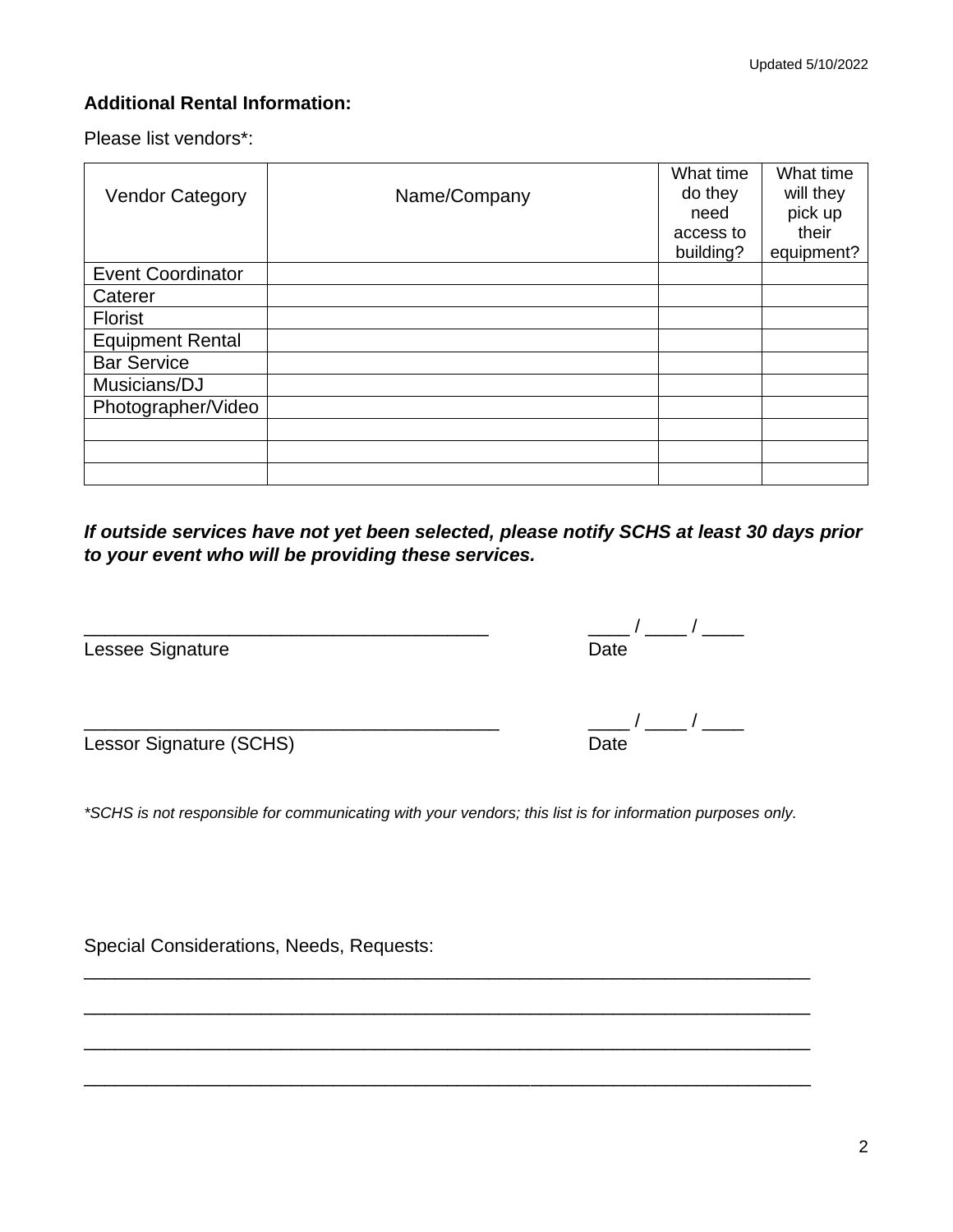**Additional Rental Information:**

Please list vendors*:

| Vendor Category | Name/Company | What time do they need access to building? | What time will they pick up their equipment? |
|---|---|---|---|
| Event Coordinator | | | |
| Caterer | | | |
| Florist | | | |
| Equipment Rental | | | |
| Bar Service | | | |
| Musicians/DJ | | | |
| Photographer/Video | | | |
| | | | |
| | | | |
| | | | |

***If outside services have not yet been selected, please notify SCHS at least 30 days prior to your event who will be providing these services.***

_______________________________________ ____ / ____ / ____
Lessee Signature Date

________________________________________ ____ / ____ / ____
Lessor Signature (SCHS) Date

*\*SCHS is not responsible for communicating with your vendors; this list is for information purposes only.*

Special Considerations, Needs, Requests:
______________________________________________________________________
______________________________________________________________________
______________________________________________________________________
______________________________________________________________________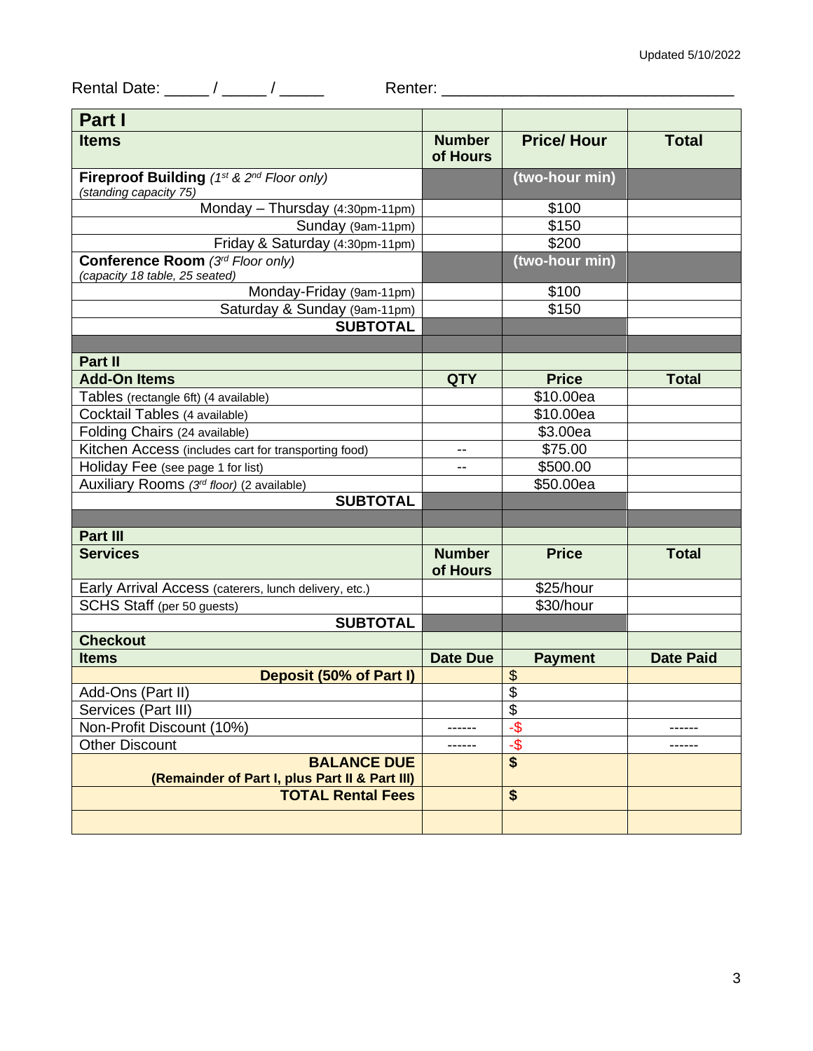Updated 5/10/2022

Rental Date: _____ / _____ / _____ Renter: _________________________________

| Part I | | | |
|---|---|---|---|
| **Items** | **Number of Hours** | **Price/ Hour** | **Total** |
| **Fireproof Building** *(1st & 2nd Floor only)* *(standing capacity 75)* | | **(two-hour min)** | |
| Monday – Thursday (4:30pm-11pm) | | $100 | |
| Sunday (9am-11pm) | | $150 | |
| Friday & Saturday (4:30pm-11pm) | | $200 | |
| **Conference Room** *(3rd Floor only)* *(capacity 18 table, 25 seated)* | | **(two-hour min)** | |
| Monday-Friday (9am-11pm) | | $100 | |
| Saturday & Sunday (9am-11pm) | | $150 | |
| **SUBTOTAL** | | | |
| | | | |
| **Part II** | | | |
| **Add-On Items** | **QTY** | **Price** | **Total** |
| Tables (rectangle 6ft) (4 available) | | $10.00ea | |
| Cocktail Tables (4 available) | | $10.00ea | |
| Folding Chairs (24 available) | | $3.00ea | |
| Kitchen Access (includes cart for transporting food) | -- | $75.00 | |
| Holiday Fee (see page 1 for list) | -- | $500.00 | |
| Auxiliary Rooms *(3rd floor)* (2 available) | | $50.00ea | |
| **SUBTOTAL** | | | |
| | | | |
| **Part III** | | | |
| **Services** | **Number of Hours** | **Price** | **Total** |
| Early Arrival Access (caterers, lunch delivery, etc.) | | $25/hour | |
| SCHS Staff (per 50 guests) | | $30/hour | |
| **SUBTOTAL** | | | |
| **Checkout** | | | |
| **Items** | **Date Due** | **Payment** | **Date Paid** |
| **Deposit (50% of Part I)** | | $ | |
| Add-Ons (Part II) | | $ | |
| Services (Part III) | | $ | |
| Non-Profit Discount (10%) | ------ | -$ | ------ |
| Other Discount | ------ | -$ | ------ |
| **BALANCE DUE (Remainder of Part I, plus Part II & Part III)** | | **$** | |
| **TOTAL Rental Fees** | | **$** | |
| | | | |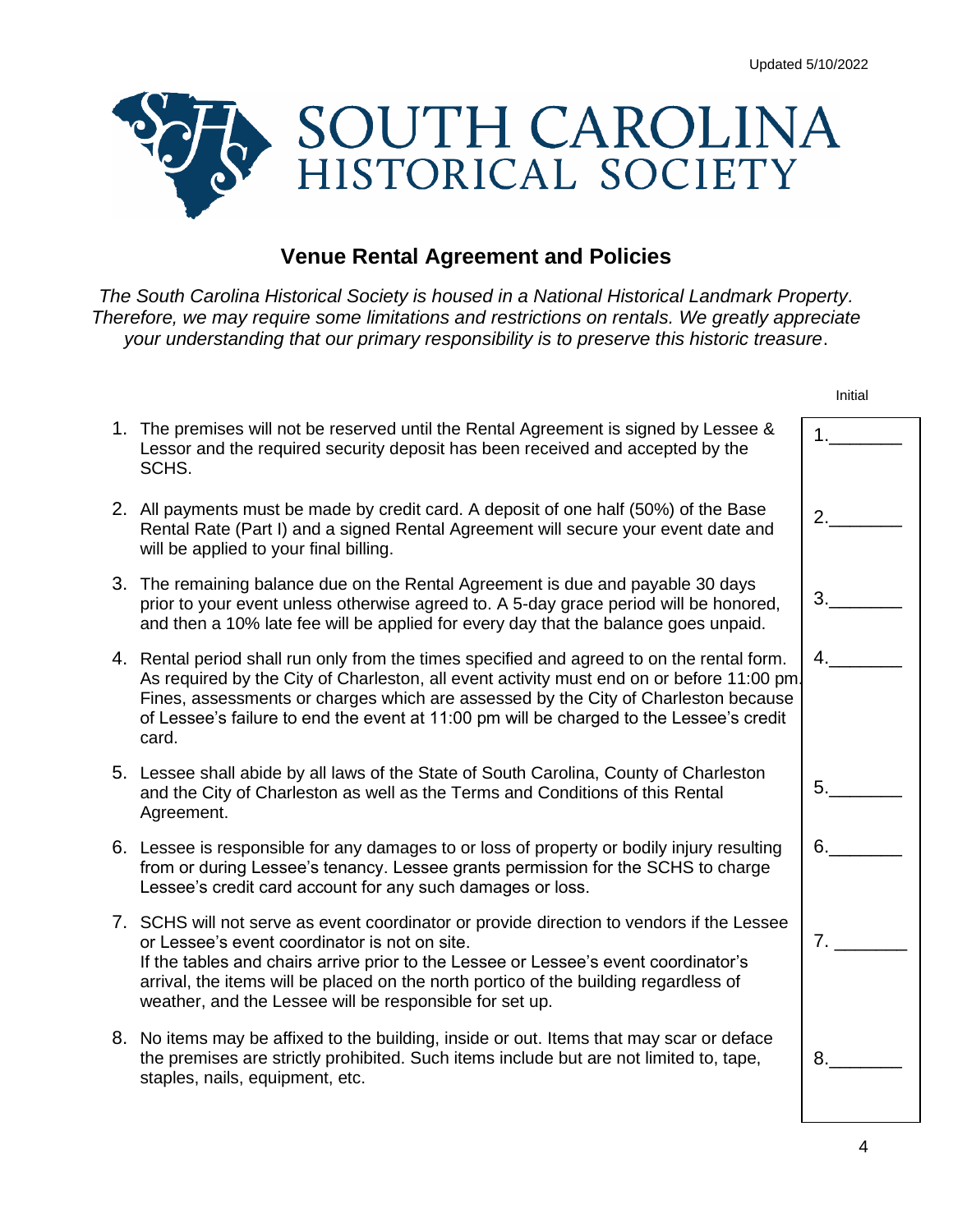Updated 5/10/2022

# SOUTH CAROLINA HISTORICAL SOCIETY

## Venue Rental Agreement and Policies

*The South Carolina Historical Society is housed in a National Historical Landmark Property. Therefore, we may require some limitations and restrictions on rentals. We greatly appreciate your understanding that our primary responsibility is to preserve this historic treasure.*

| | Initial |
|---|---|
| 1. The premises will not be reserved until the Rental Agreement is signed by Lessee & Lessor and the required security deposit has been received and accepted by the SCHS. | 1._______ |
| 2. All payments must be made by credit card. A deposit of one half (50%) of the Base Rental Rate (Part I) and a signed Rental Agreement will secure your event date and will be applied to your final billing. | 2._______ |
| 3. The remaining balance due on the Rental Agreement is due and payable 30 days prior to your event unless otherwise agreed to. A 5-day grace period will be honored, and then a 10% late fee will be applied for every day that the balance goes unpaid. | 3._______ |
| 4. Rental period shall run only from the times specified and agreed to on the rental form. As required by the City of Charleston, all event activity must end on or before 11:00 pm. Fines, assessments or charges which are assessed by the City of Charleston because of Lessee's failure to end the event at 11:00 pm will be charged to the Lessee's credit card. | 4._______ |
| 5. Lessee shall abide by all laws of the State of South Carolina, County of Charleston and the City of Charleston as well as the Terms and Conditions of this Rental Agreement. | 5._______ |
| 6. Lessee is responsible for any damages to or loss of property or bodily injury resulting from or during Lessee's tenancy. Lessee grants permission for the SCHS to charge Lessee's credit card account for any such damages or loss. | 6._______ |
| 7. SCHS will not serve as event coordinator or provide direction to vendors if the Lessee or Lessee's event coordinator is not on site. If the tables and chairs arrive prior to the Lessee or Lessee's event coordinator's arrival, the items will be placed on the north portico of the building regardless of weather, and the Lessee will be responsible for set up. | 7. _______ |
| 8. No items may be affixed to the building, inside or out. Items that may scar or deface the premises are strictly prohibited. Such items include but are not limited to, tape, staples, nails, equipment, etc. | 8._______ |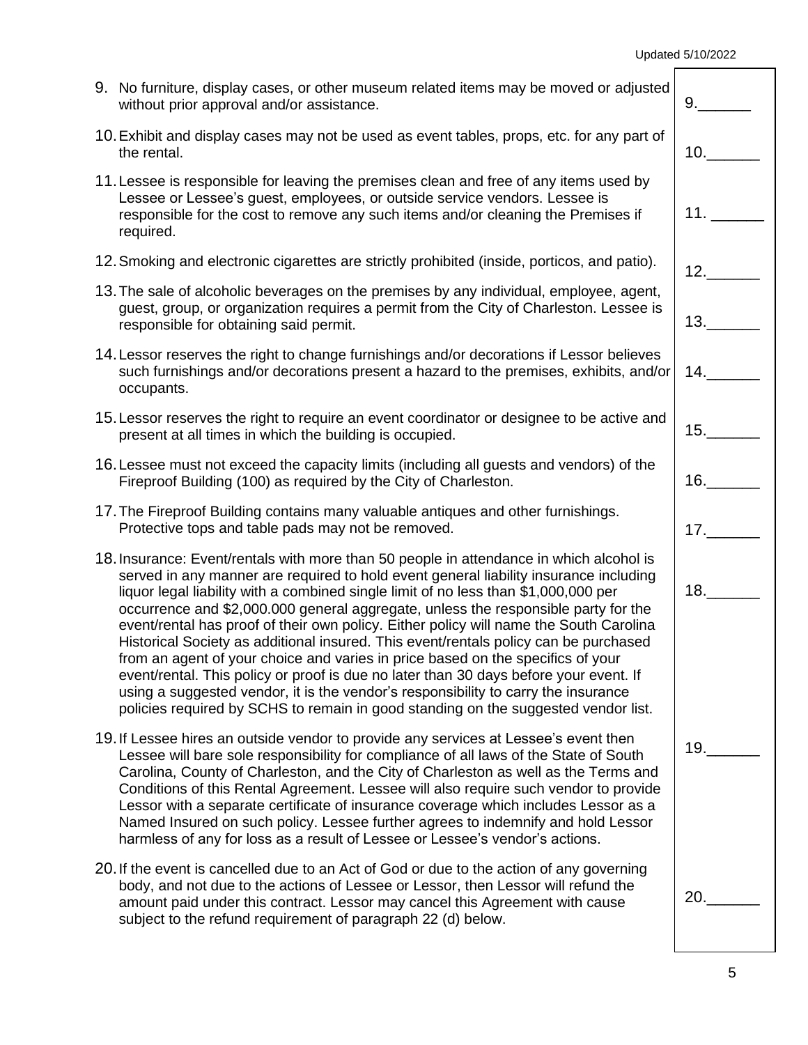9. No furniture, display cases, or other museum related items may be moved or adjusted without prior approval and/or assistance. 9.______

10. Exhibit and display cases may not be used as event tables, props, etc. for any part of the rental. 10.______

11. Lessee is responsible for leaving the premises clean and free of any items used by Lessee or Lessee's guest, employees, or outside service vendors. Lessee is responsible for the cost to remove any such items and/or cleaning the Premises if required. 11. ______

12. Smoking and electronic cigarettes are strictly prohibited (inside, porticos, and patio). 12.______

13. The sale of alcoholic beverages on the premises by any individual, employee, agent, guest, group, or organization requires a permit from the City of Charleston. Lessee is responsible for obtaining said permit. 13.______

14. Lessor reserves the right to change furnishings and/or decorations if Lessor believes such furnishings and/or decorations present a hazard to the premises, exhibits, and/or occupants. 14.______

15. Lessor reserves the right to require an event coordinator or designee to be active and present at all times in which the building is occupied. 15.______

16. Lessee must not exceed the capacity limits (including all guests and vendors) of the Fireproof Building (100) as required by the City of Charleston. 16.______

17. The Fireproof Building contains many valuable antiques and other furnishings. Protective tops and table pads may not be removed. 17.______

18. Insurance: Event/rentals with more than 50 people in attendance in which alcohol is served in any manner are required to hold event general liability insurance including liquor legal liability with a combined single limit of no less than $1,000,000 per occurrence and $2,000.000 general aggregate, unless the responsible party for the event/rental has proof of their own policy. Either policy will name the South Carolina Historical Society as additional insured. This event/rentals policy can be purchased from an agent of your choice and varies in price based on the specifics of your event/rental. This policy or proof is due no later than 30 days before your event. If using a suggested vendor, it is the vendor's responsibility to carry the insurance policies required by SCHS to remain in good standing on the suggested vendor list. 18.______

19. If Lessee hires an outside vendor to provide any services at Lessee's event then Lessee will bare sole responsibility for compliance of all laws of the State of South Carolina, County of Charleston, and the City of Charleston as well as the Terms and Conditions of this Rental Agreement. Lessee will also require such vendor to provide Lessor with a separate certificate of insurance coverage which includes Lessor as a Named Insured on such policy. Lessee further agrees to indemnify and hold Lessor harmless of any for loss as a result of Lessee or Lessee's vendor's actions. 19.______

20. If the event is cancelled due to an Act of God or due to the action of any governing body, and not due to the actions of Lessee or Lessor, then Lessor will refund the amount paid under this contract. Lessor may cancel this Agreement with cause subject to the refund requirement of paragraph 22 (d) below. 20.______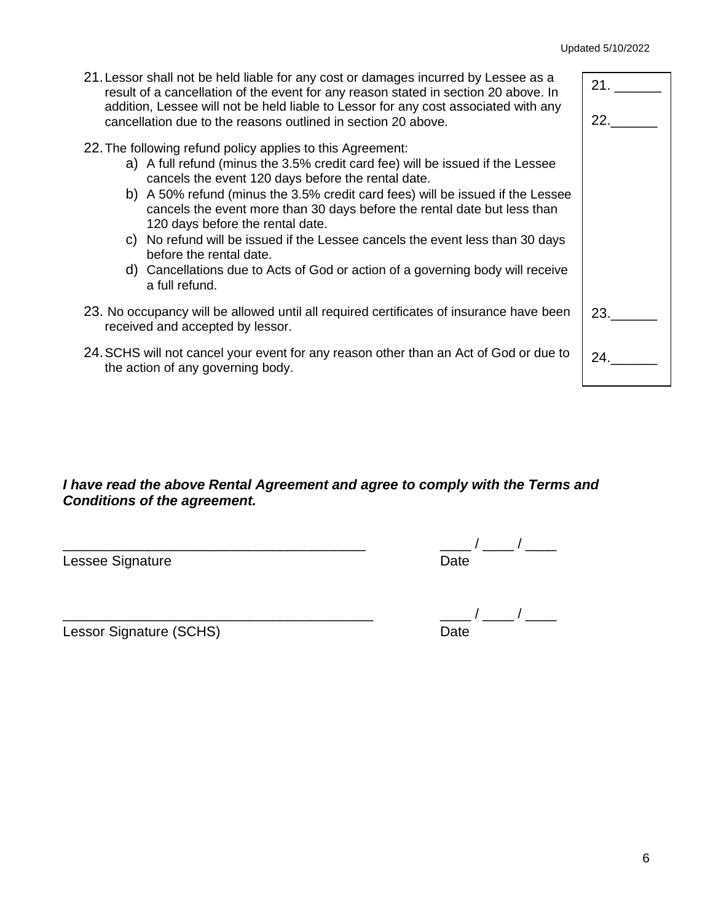21. Lessor shall not be held liable for any cost or damages incurred by Lessee as a result of a cancellation of the event for any reason stated in section 20 above. In addition, Lessee will not be held liable to Lessor for any cost associated with any cancellation due to the reasons outlined in section 20 above.

    21. ______

22. The following refund policy applies to this Agreement:
    a) A full refund (minus the 3.5% credit card fee) will be issued if the Lessee cancels the event 120 days before the rental date.
    b) A 50% refund (minus the 3.5% credit card fees) will be issued if the Lessee cancels the event more than 30 days before the rental date but less than 120 days before the rental date.
    c) No refund will be issued if the Lessee cancels the event less than 30 days before the rental date.
    d) Cancellations due to Acts of God or action of a governing body will receive a full refund.

    22.______

23. No occupancy will be allowed until all required certificates of insurance have been received and accepted by lessor.

    23.______

24. SCHS will not cancel your event for any reason other than an Act of God or due to the action of any governing body.

    24.______

***I have read the above Rental Agreement and agree to comply with the Terms and Conditions of the agreement.***

_______________________________________ ____ / ____ / ____
Lessee Signature Date

_______________________________________ ____ / ____ / ____
Lessor Signature (SCHS) Date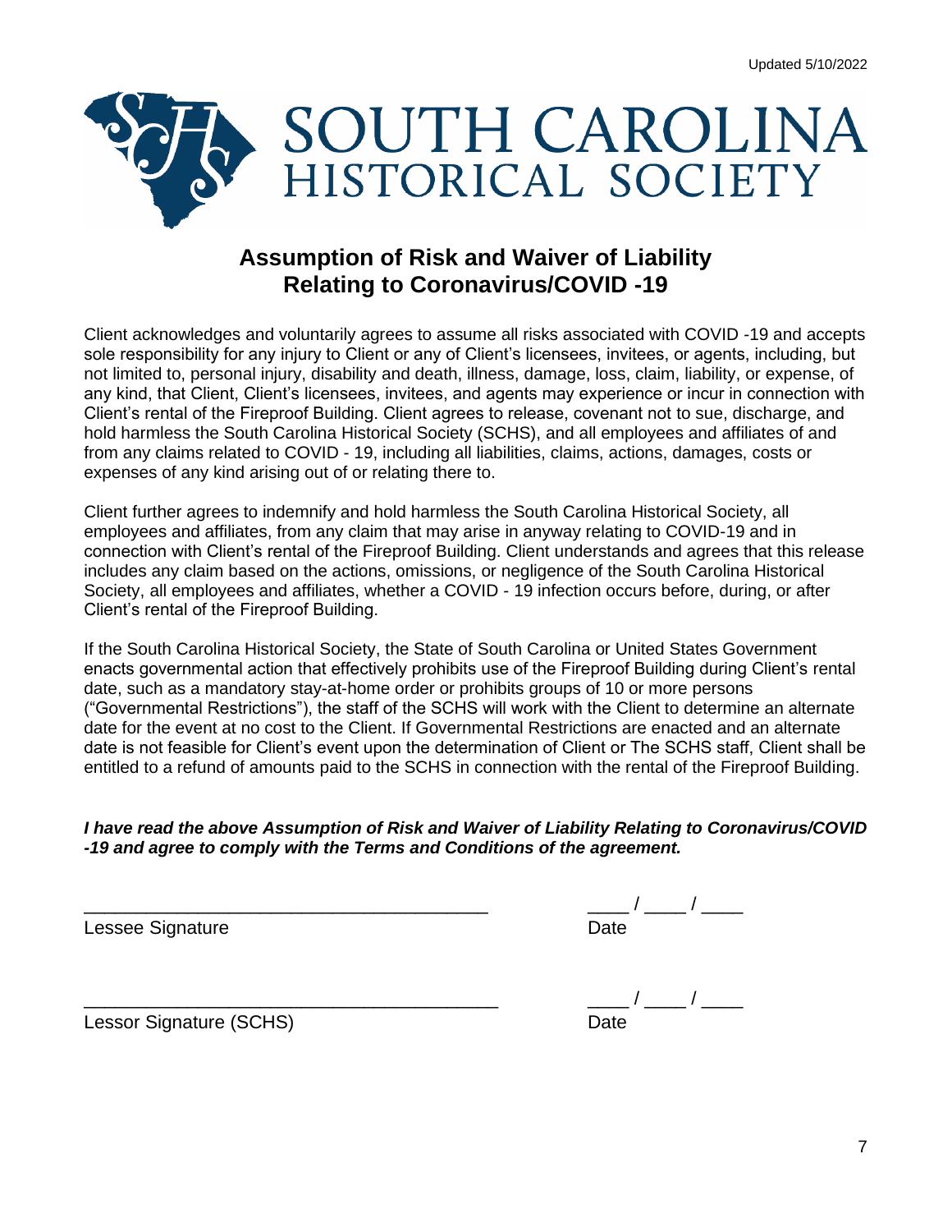Updated 5/10/2022

SOUTH CAROLINA
HISTORICAL SOCIETY

# Assumption of Risk and Waiver of Liability Relating to Coronavirus/COVID -19

Client acknowledges and voluntarily agrees to assume all risks associated with COVID -19 and accepts sole responsibility for any injury to Client or any of Client's licensees, invitees, or agents, including, but not limited to, personal injury, disability and death, illness, damage, loss, claim, liability, or expense, of any kind, that Client, Client's licensees, invitees, and agents may experience or incur in connection with Client's rental of the Fireproof Building. Client agrees to release, covenant not to sue, discharge, and hold harmless the South Carolina Historical Society (SCHS), and all employees and affiliates of and from any claims related to COVID - 19, including all liabilities, claims, actions, damages, costs or expenses of any kind arising out of or relating there to.

Client further agrees to indemnify and hold harmless the South Carolina Historical Society, all employees and affiliates, from any claim that may arise in anyway relating to COVID-19 and in connection with Client's rental of the Fireproof Building. Client understands and agrees that this release includes any claim based on the actions, omissions, or negligence of the South Carolina Historical Society, all employees and affiliates, whether a COVID - 19 infection occurs before, during, or after Client's rental of the Fireproof Building.

If the South Carolina Historical Society, the State of South Carolina or United States Government enacts governmental action that effectively prohibits use of the Fireproof Building during Client's rental date, such as a mandatory stay-at-home order or prohibits groups of 10 or more persons ("Governmental Restrictions"), the staff of the SCHS will work with the Client to determine an alternate date for the event at no cost to the Client. If Governmental Restrictions are enacted and an alternate date is not feasible for Client's event upon the determination of Client or The SCHS staff, Client shall be entitled to a refund of amounts paid to the SCHS in connection with the rental of the Fireproof Building.

***I have read the above Assumption of Risk and Waiver of Liability Relating to Coronavirus/COVID -19 and agree to comply with the Terms and Conditions of the agreement.***

________________________________________ ____ / ____ / ____
Lessee Signature Date

________________________________________ ____ / ____ / ____
Lessor Signature (SCHS) Date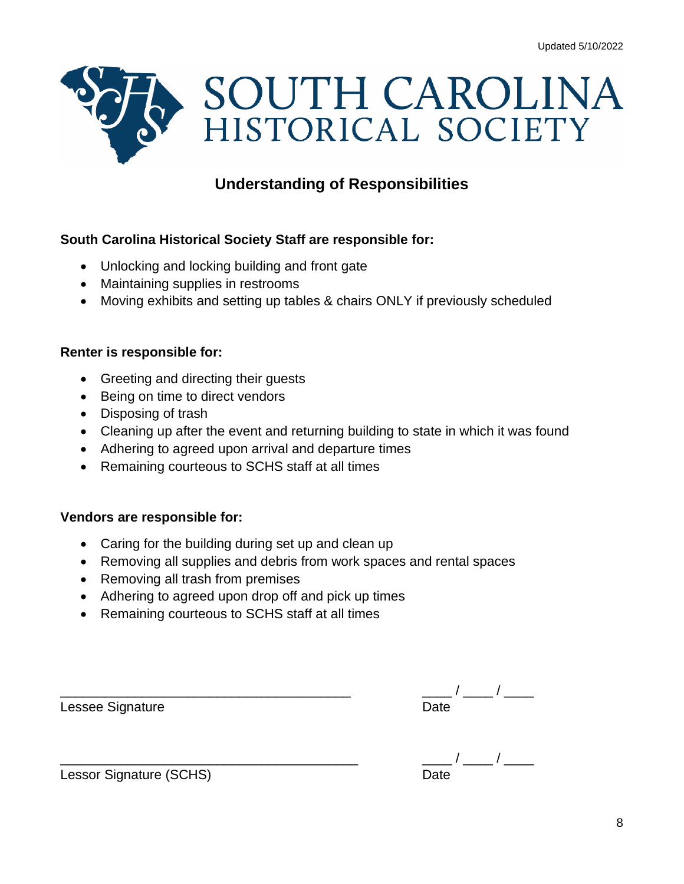Updated 5/10/2022

SOUTH CAROLINA HISTORICAL SOCIETY

## Understanding of Responsibilities

**South Carolina Historical Society Staff are responsible for:**

- Unlocking and locking building and front gate
- Maintaining supplies in restrooms
- Moving exhibits and setting up tables & chairs ONLY if previously scheduled

**Renter is responsible for:**

- Greeting and directing their guests
- Being on time to direct vendors
- Disposing of trash
- Cleaning up after the event and returning building to state in which it was found
- Adhering to agreed upon arrival and departure times
- Remaining courteous to SCHS staff at all times

**Vendors are responsible for:**

- Caring for the building during set up and clean up
- Removing all supplies and debris from work spaces and rental spaces
- Removing all trash from premises
- Adhering to agreed upon drop off and pick up times
- Remaining courteous to SCHS staff at all times

_______________________________________ ____ / ____ / ____
Lessee Signature Date

_______________________________________ ____ / ____ / ____
Lessor Signature (SCHS) Date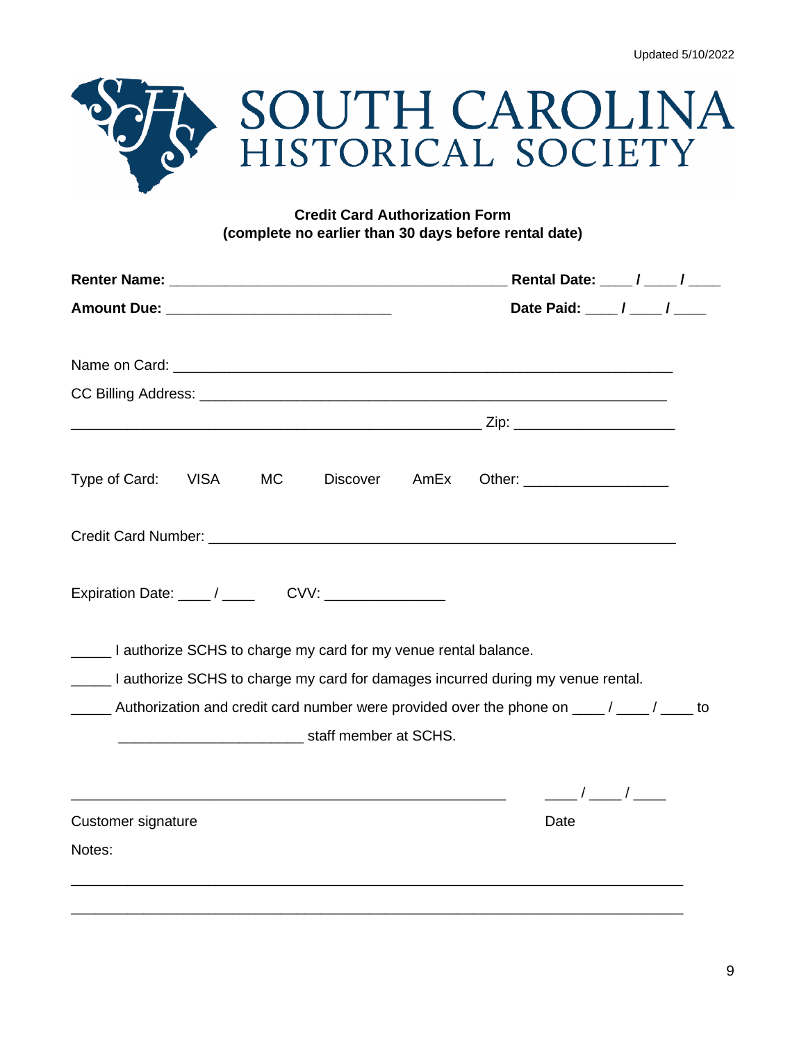Updated 5/10/2022

# SOUTH CAROLINA HISTORICAL SOCIETY

**Credit Card Authorization Form**
**(complete no earlier than 30 days before rental date)**

**Renter Name:** ___________________________________________ **Rental Date:** ____ / ____ / ____

**Amount Due:** ____________________________ **Date Paid:** ____ / ____ / ____

Name on Card: ________________________________________________________________

CC Billing Address: ___________________________________________________________

__________________________________________________ Zip: ____________________

Type of Card: VISA MC Discover AmEx Other: _________________

Credit Card Number: ____________________________________________________________

Expiration Date: ____ / ____ CVV: _______________

_____ I authorize SCHS to charge my card for my venue rental balance.

_____ I authorize SCHS to charge my card for damages incurred during my venue rental.

_____ Authorization and credit card number were provided over the phone on ____ / ____ / ____ to _______________________ staff member at SCHS.

_________________________________________________ ____ / ____ / ____

Customer signature Date

Notes:

________________________________________________________________________________

________________________________________________________________________________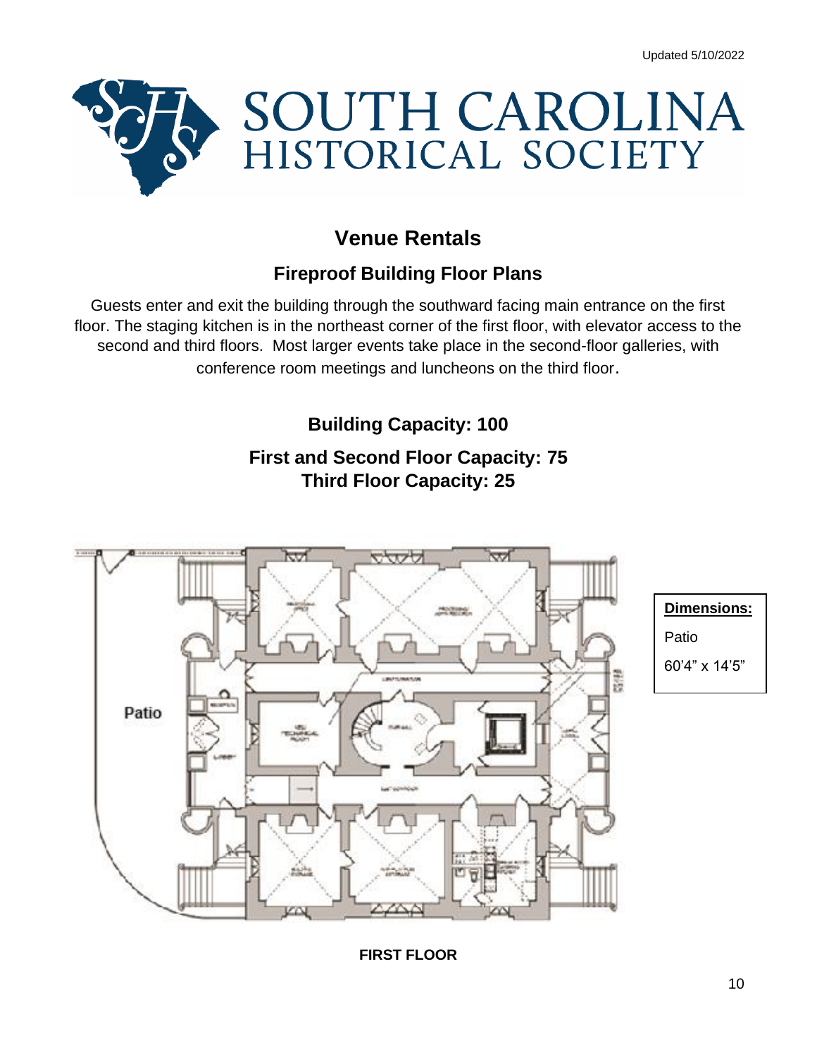# Venue Rentals

## Fireproof Building Floor Plans

Guests enter and exit the building through the southward facing main entrance on the first floor. The staging kitchen is in the northeast corner of the first floor, with elevator access to the second and third floors. Most larger events take place in the second-floor galleries, with conference room meetings and luncheons on the third floor.

### Building Capacity: 100

### First and Second Floor Capacity: 75
### Third Floor Capacity: 25

Patio

**Dimensions:**

Patio

60'4" x 14'5"

**FIRST FLOOR**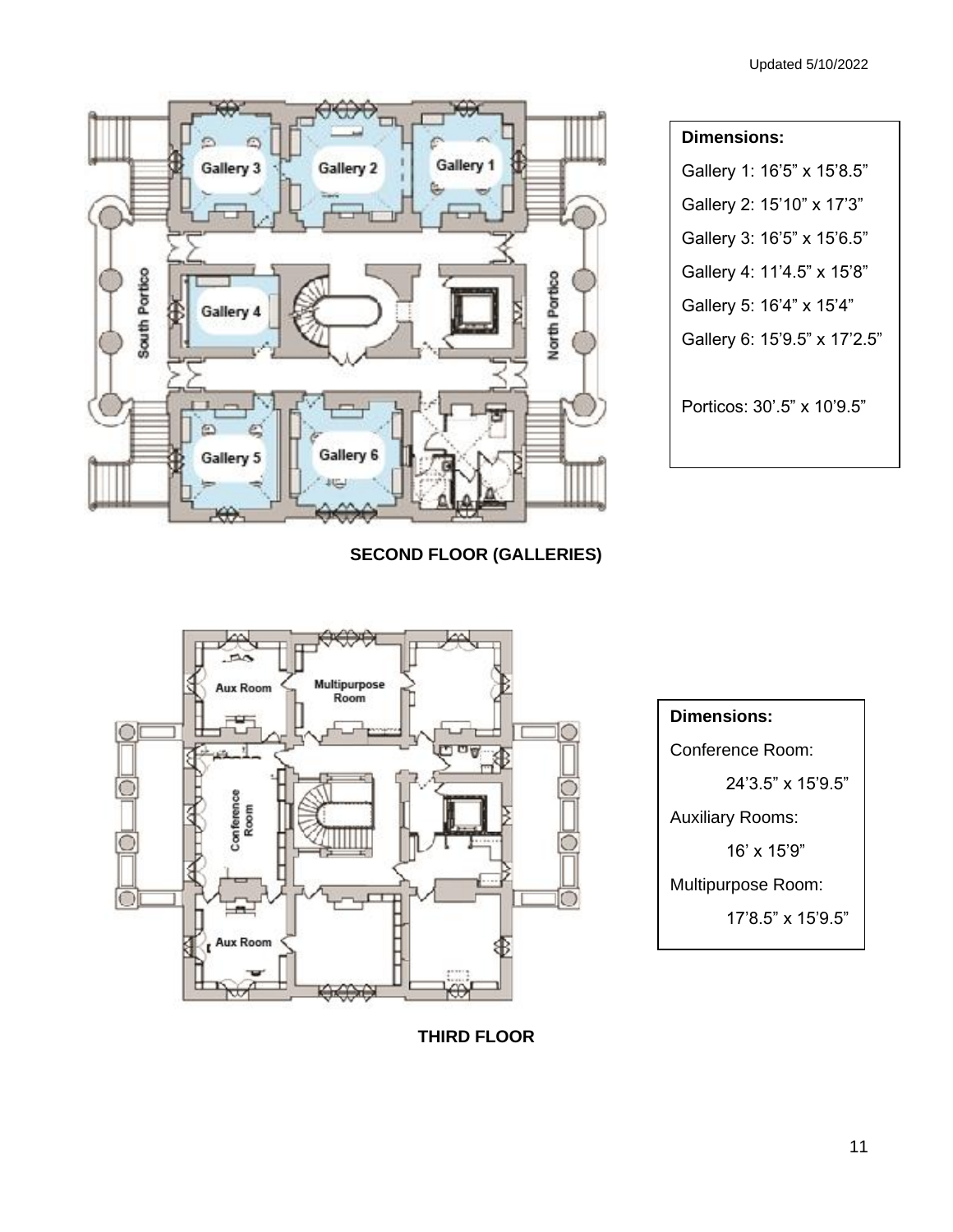**SECOND FLOOR (GALLERIES)**

**Dimensions:**

Gallery 1: 16’5” x 15’8.5”

Gallery 2: 15’10” x 17’3”

Gallery 3: 16’5” x 15’6.5”

Gallery 4: 11’4.5” x 15’8”

Gallery 5: 16’4” x 15’4”

Gallery 6: 15’9.5” x 17’2.5”

Porticos: 30’.5” x 10’9.5”

**THIRD FLOOR**

**Dimensions:**

Conference Room:

24’3.5” x 15’9.5”

Auxiliary Rooms:

16’ x 15’9”

Multipurpose Room:

17’8.5” x 15’9.5”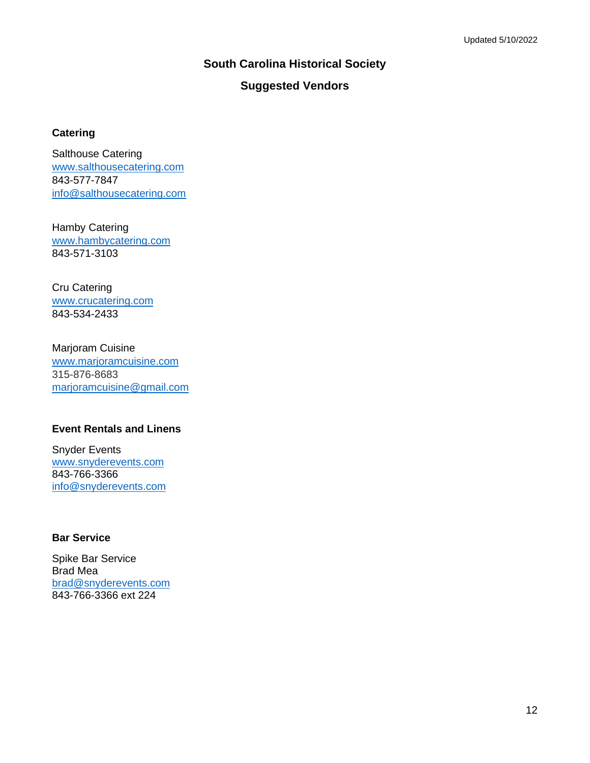Updated 5/10/2022

# South Carolina Historical Society

## Suggested Vendors

### Catering

Salthouse Catering
www.salthousecatering.com
843-577-7847
info@salthousecatering.com

Hamby Catering
www.hambycatering.com
843-571-3103

Cru Catering
www.crucatering.com
843-534-2433

Marjoram Cuisine
www.marjoramcuisine.com
315-876-8683
marjoramcuisine@gmail.com

### Event Rentals and Linens

Snyder Events
www.snyderevents.com
843-766-3366
info@snyderevents.com

### Bar Service

Spike Bar Service
Brad Mea
brad@snyderevents.com
843-766-3366 ext 224